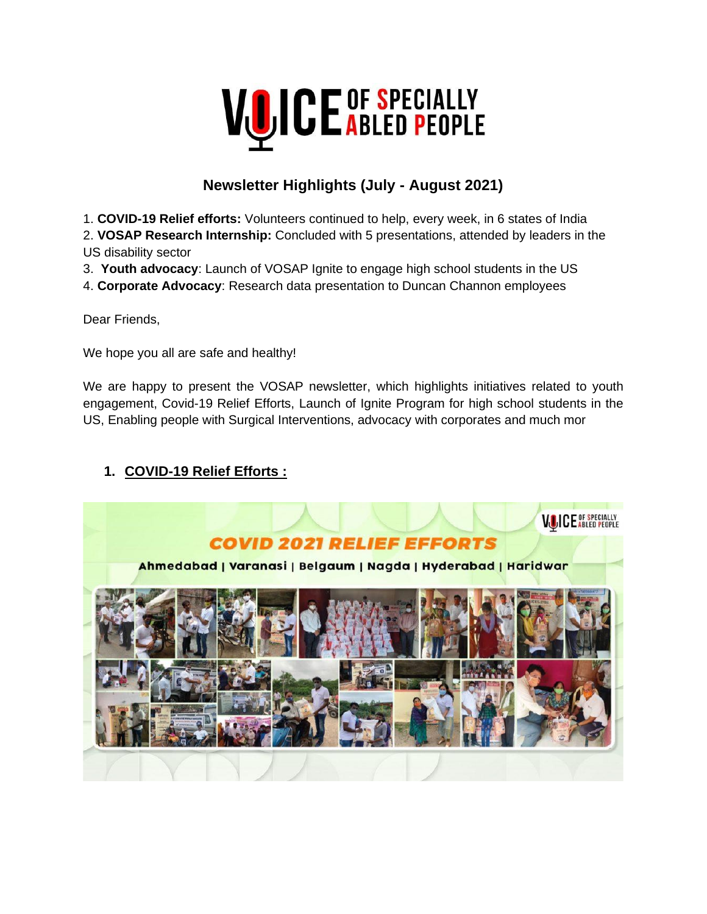# VOICE OF SPECIALLY ABLED PEOPLE

## Newsletter Highlights (July - August 2021)

1. **COVID-19 Relief efforts:** Volunteers continued to help, every week, in 6 states of India
2. **VOSAP Research Internship:** Concluded with 5 presentations, attended by leaders in the US disability sector
3. **Youth advocacy**: Launch of VOSAP Ignite to engage high school students in the US
4. **Corporate Advocacy**: Research data presentation to Duncan Channon employees

Dear Friends,

We hope you all are safe and healthy!

We are happy to present the VOSAP newsletter, which highlights initiatives related to youth engagement, Covid-19 Relief Efforts, Launch of Ignite Program for high school students in the US, Enabling people with Surgical Interventions, advocacy with corporates and much mor

### 1. COVID-19 Relief Efforts :

COVID 2021 RELIEF EFFORTS

Ahmedabad | Varanasi | Belgaum | Nagda | Hyderabad | Haridwar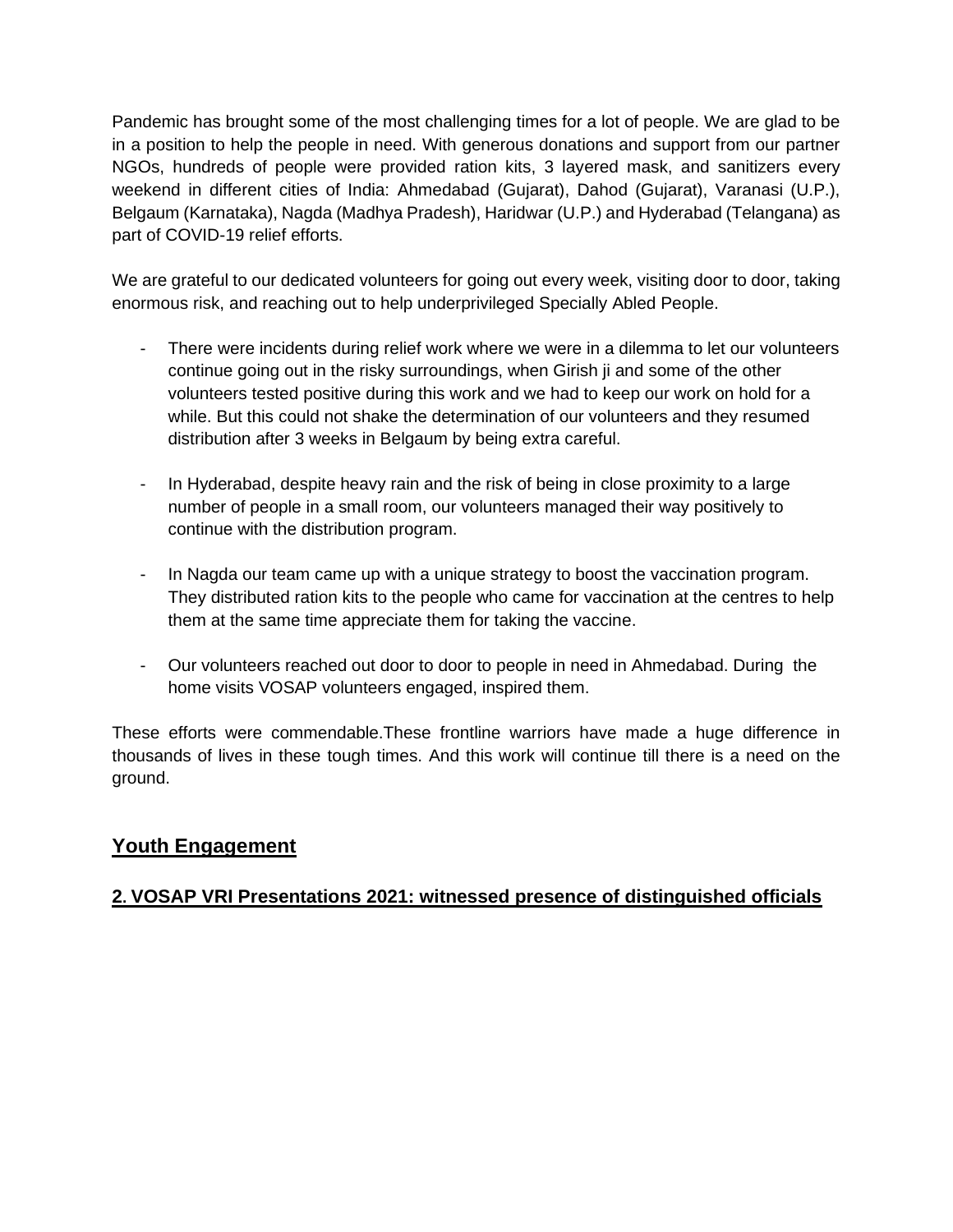Pandemic has brought some of the most challenging times for a lot of people. We are glad to be in a position to help the people in need. With generous donations and support from our partner NGOs, hundreds of people were provided ration kits, 3 layered mask, and sanitizers every weekend in different cities of India: Ahmedabad (Gujarat), Dahod (Gujarat), Varanasi (U.P.), Belgaum (Karnataka), Nagda (Madhya Pradesh), Haridwar (U.P.) and Hyderabad (Telangana) as part of COVID-19 relief efforts.

We are grateful to our dedicated volunteers for going out every week, visiting door to door, taking enormous risk, and reaching out to help underprivileged Specially Abled People.

- There were incidents during relief work where we were in a dilemma to let our volunteers continue going out in the risky surroundings, when Girish ji and some of the other volunteers tested positive during this work and we had to keep our work on hold for a while. But this could not shake the determination of our volunteers and they resumed distribution after 3 weeks in Belgaum by being extra careful.

- In Hyderabad, despite heavy rain and the risk of being in close proximity to a large number of people in a small room, our volunteers managed their way positively to continue with the distribution program.

- In Nagda our team came up with a unique strategy to boost the vaccination program. They distributed ration kits to the people who came for vaccination at the centres to help them at the same time appreciate them for taking the vaccine.

- Our volunteers reached out door to door to people in need in Ahmedabad. During the home visits VOSAP volunteers engaged, inspired them.

These efforts were commendable.These frontline warriors have made a huge difference in thousands of lives in these tough times. And this work will continue till there is a need on the ground.

## Youth Engagement

### 2. VOSAP VRI Presentations 2021: witnessed presence of distinguished officials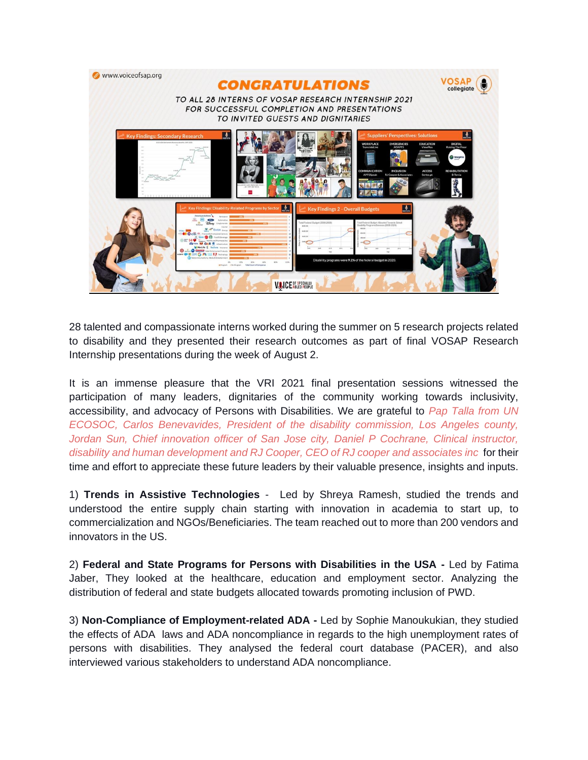28 talented and compassionate interns worked during the summer on 5 research projects related to disability and they presented their research outcomes as part of final VOSAP Research Internship presentations during the week of August 2.

It is an immense pleasure that the VRI 2021 final presentation sessions witnessed the participation of many leaders, dignitaries of the community working towards inclusivity, accessibility, and advocacy of Persons with Disabilities. We are grateful to *Pap Talla from UN ECOSOC, Carlos Benevavides, President of the disability commission, Los Angeles county, Jordan Sun, Chief innovation officer of San Jose city, Daniel P Cochrane, Clinical instructor, disability and human development and RJ Cooper, CEO of RJ cooper and associates inc* for their time and effort to appreciate these future leaders by their valuable presence, insights and inputs.

1) **Trends in Assistive Technologies** - Led by Shreya Ramesh, studied the trends and understood the entire supply chain starting with innovation in academia to start up, to commercialization and NGOs/Beneficiaries. The team reached out to more than 200 vendors and innovators in the US.

2) **Federal and State Programs for Persons with Disabilities in the USA -** Led by Fatima Jaber, They looked at the healthcare, education and employment sector. Analyzing the distribution of federal and state budgets allocated towards promoting inclusion of PWD.

3) **Non-Compliance of Employment-related ADA -** Led by Sophie Manoukukian, they studied the effects of ADA laws and ADA noncompliance in regards to the high unemployment rates of persons with disabilities. They analysed the federal court database (PACER), and also interviewed various stakeholders to understand ADA noncompliance.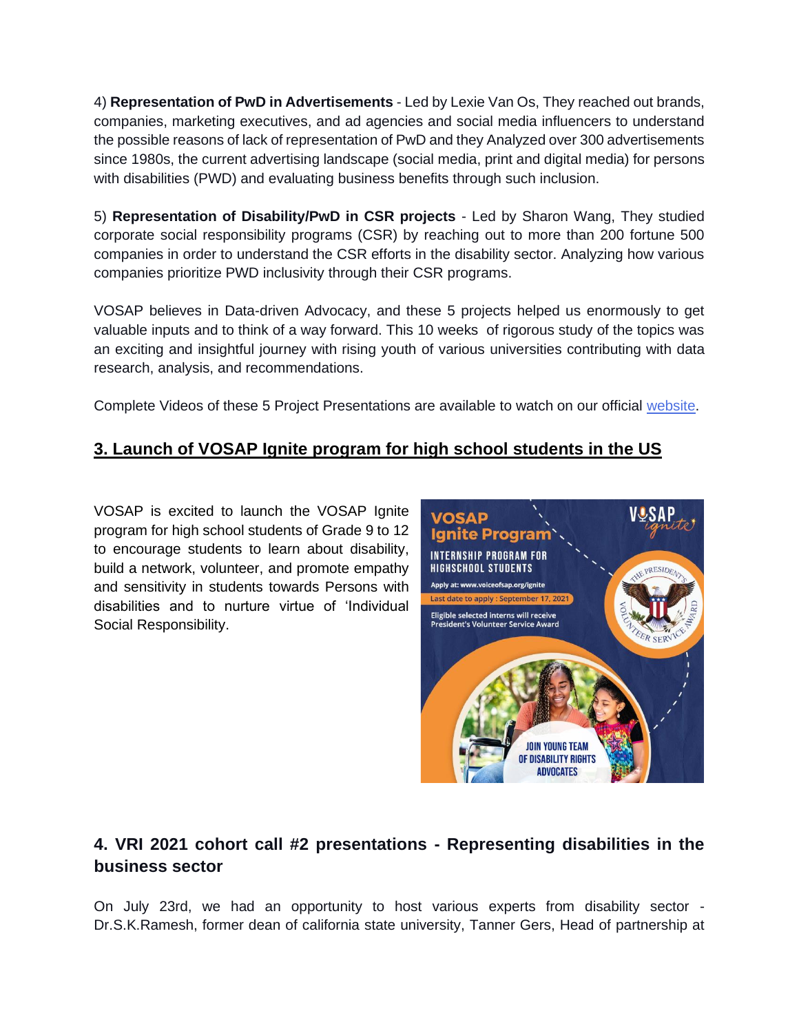4) **Representation of PwD in Advertisements** - Led by Lexie Van Os, They reached out brands, companies, marketing executives, and ad agencies and social media influencers to understand the possible reasons of lack of representation of PwD and they Analyzed over 300 advertisements since 1980s, the current advertising landscape (social media, print and digital media) for persons with disabilities (PWD) and evaluating business benefits through such inclusion.

5) **Representation of Disability/PwD in CSR projects** - Led by Sharon Wang, They studied corporate social responsibility programs (CSR) by reaching out to more than 200 fortune 500 companies in order to understand the CSR efforts in the disability sector. Analyzing how various companies prioritize PWD inclusivity through their CSR programs.

VOSAP believes in Data-driven Advocacy, and these 5 projects helped us enormously to get valuable inputs and to think of a way forward. This 10 weeks of rigorous study of the topics was an exciting and insightful journey with rising youth of various universities contributing with data research, analysis, and recommendations.

Complete Videos of these 5 Project Presentations are available to watch on our official [website](website).

## 3. Launch of VOSAP Ignite program for high school students in the US

VOSAP is excited to launch the VOSAP Ignite program for high school students of Grade 9 to 12 to encourage students to learn about disability, build a network, volunteer, and promote empathy and sensitivity in students towards Persons with disabilities and to nurture virtue of 'Individual Social Responsibility.

## 4. VRI 2021 cohort call #2 presentations - Representing disabilities in the business sector

On July 23rd, we had an opportunity to host various experts from disability sector - Dr.S.K.Ramesh, former dean of california state university, Tanner Gers, Head of partnership at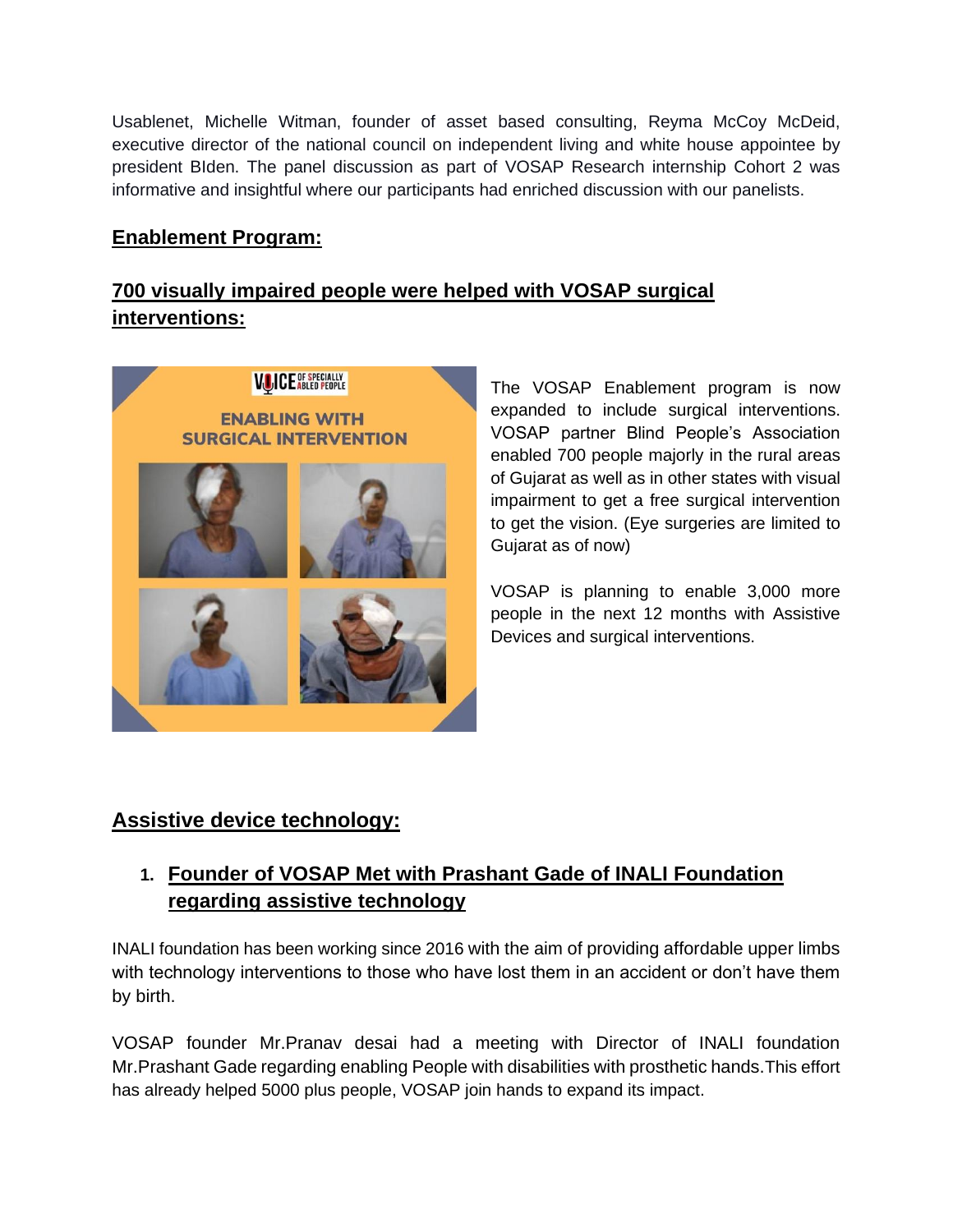Usablenet, Michelle Witman, founder of asset based consulting, Reyma McCoy McDeid, executive director of the national council on independent living and white house appointee by president BIden. The panel discussion as part of VOSAP Research internship Cohort 2 was informative and insightful where our participants had enriched discussion with our panelists.

## Enablement Program:

### 700 visually impaired people were helped with VOSAP surgical interventions:

The VOSAP Enablement program is now expanded to include surgical interventions. VOSAP partner Blind People's Association enabled 700 people majorly in the rural areas of Gujarat as well as in other states with visual impairment to get a free surgical intervention to get the vision. (Eye surgeries are limited to Gujarat as of now)

VOSAP is planning to enable 3,000 more people in the next 12 months with Assistive Devices and surgical interventions.

## Assistive device technology:

### 1. Founder of VOSAP Met with Prashant Gade of INALI Foundation regarding assistive technology

INALI foundation has been working since 2016 with the aim of providing affordable upper limbs with technology interventions to those who have lost them in an accident or don't have them by birth.

VOSAP founder Mr.Pranav desai had a meeting with Director of INALI foundation Mr.Prashant Gade regarding enabling People with disabilities with prosthetic hands.This effort has already helped 5000 plus people, VOSAP join hands to expand its impact.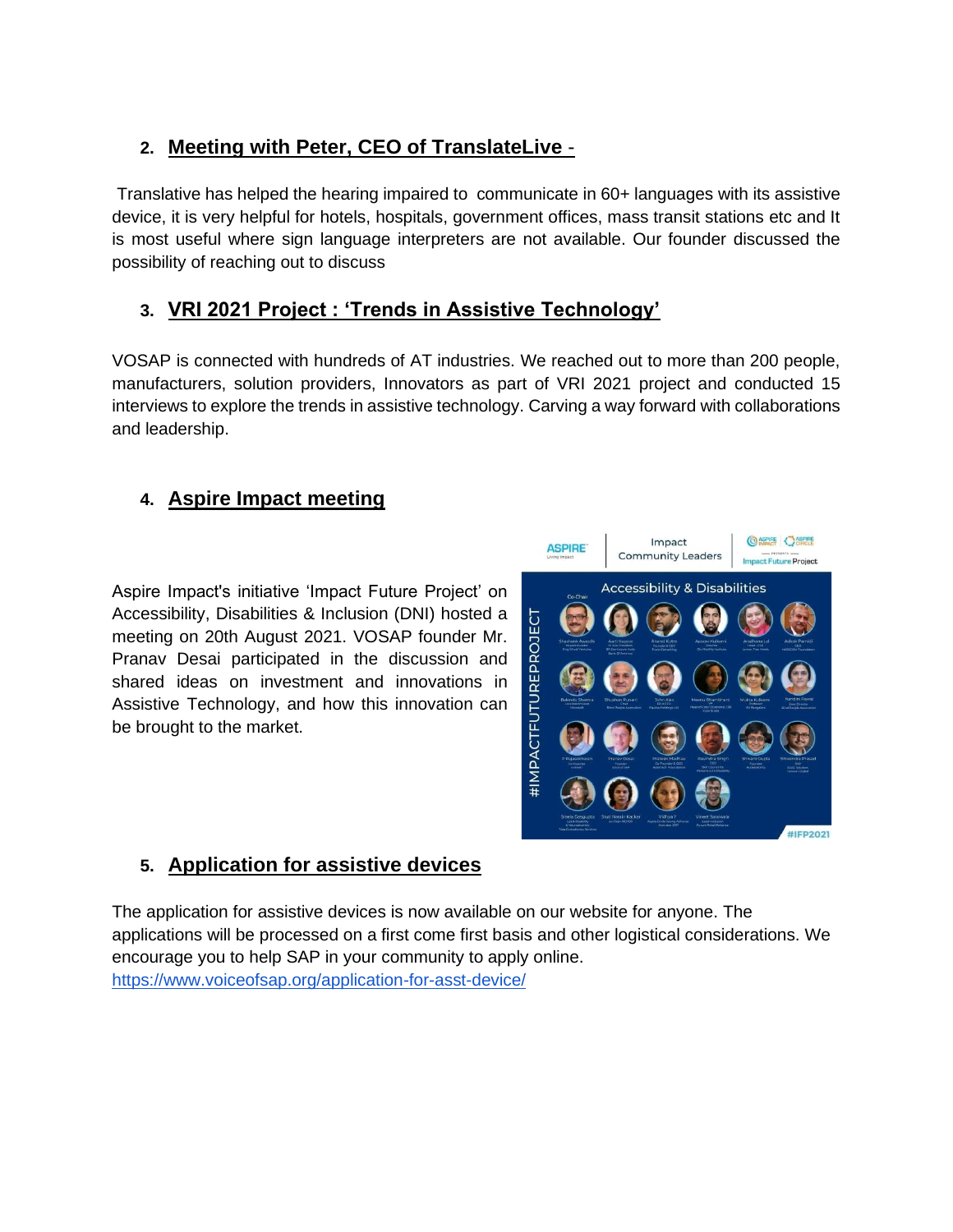## 2. Meeting with Peter, CEO of TranslateLive -

Translative has helped the hearing impaired to communicate in 60+ languages with its assistive device, it is very helpful for hotels, hospitals, government offices, mass transit stations etc and It is most useful where sign language interpreters are not available. Our founder discussed the possibility of reaching out to discuss

## 3. VRI 2021 Project : 'Trends in Assistive Technology'

VOSAP is connected with hundreds of AT industries. We reached out to more than 200 people, manufacturers, solution providers, Innovators as part of VRI 2021 project and conducted 15 interviews to explore the trends in assistive technology. Carving a way forward with collaborations and leadership.

## 4. Aspire Impact meeting

Aspire Impact's initiative 'Impact Future Project' on Accessibility, Disabilities & Inclusion (DNI) hosted a meeting on 20th August 2021. VOSAP founder Mr. Pranav Desai participated in the discussion and shared ideas on investment and innovations in Assistive Technology, and how this innovation can be brought to the market.

## 5. Application for assistive devices

The application for assistive devices is now available on our website for anyone. The applications will be processed on a first come first basis and other logistical considerations. We encourage you to help SAP in your community to apply online.
https://www.voiceofsap.org/application-for-asst-device/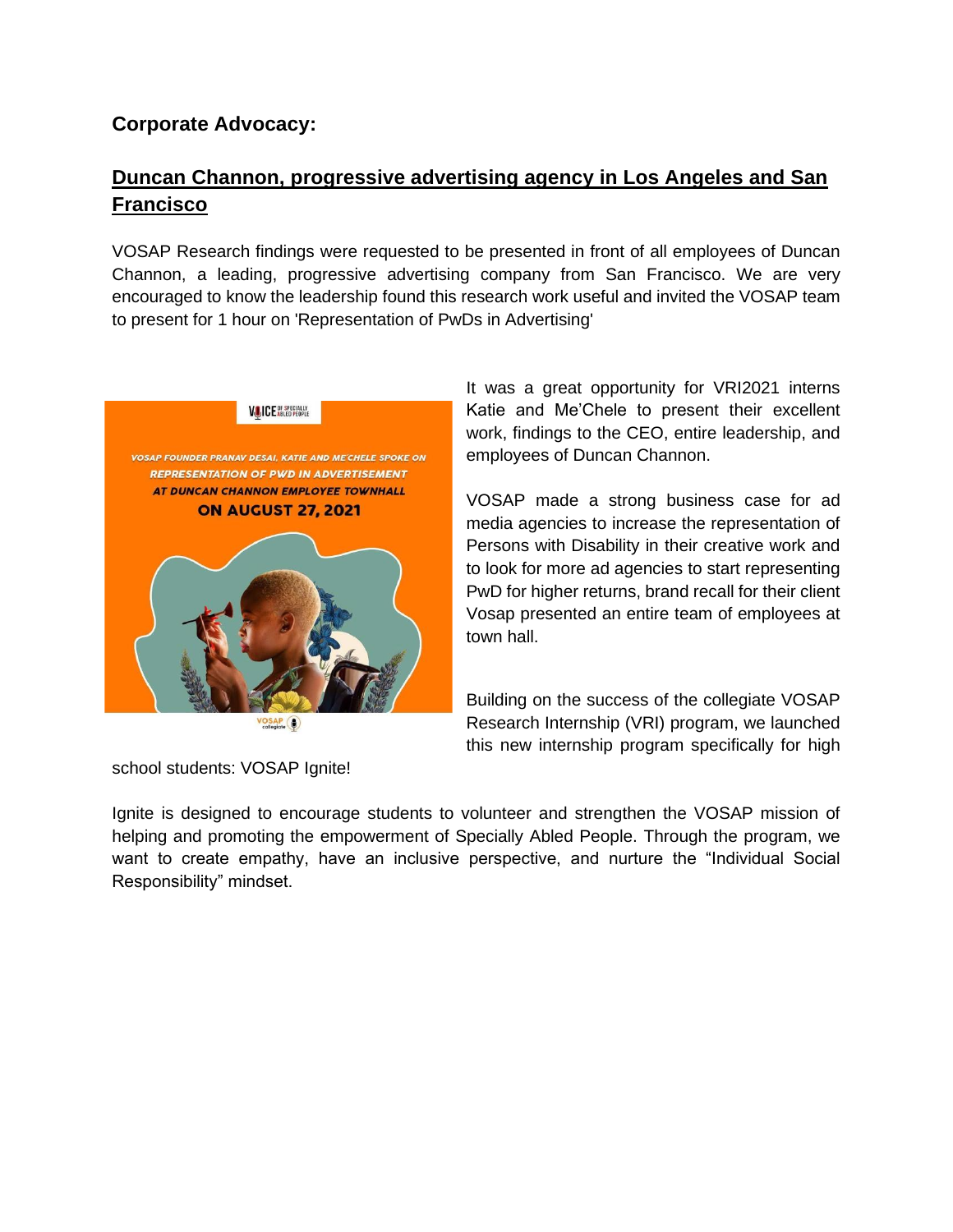## Corporate Advocacy:

### Duncan Channon, progressive advertising agency in Los Angeles and San Francisco

VOSAP Research findings were requested to be presented in front of all employees of Duncan Channon, a leading, progressive advertising company from San Francisco. We are very encouraged to know the leadership found this research work useful and invited the VOSAP team to present for 1 hour on 'Representation of PwDs in Advertising'

It was a great opportunity for VRI2021 interns Katie and Me'Chele to present their excellent work, findings to the CEO, entire leadership, and employees of Duncan Channon.

VOSAP made a strong business case for ad media agencies to increase the representation of Persons with Disability in their creative work and to look for more ad agencies to start representing PwD for higher returns, brand recall for their client Vosap presented an entire team of employees at town hall.

Building on the success of the collegiate VOSAP Research Internship (VRI) program, we launched this new internship program specifically for high school students: VOSAP Ignite!

Ignite is designed to encourage students to volunteer and strengthen the VOSAP mission of helping and promoting the empowerment of Specially Abled People. Through the program, we want to create empathy, have an inclusive perspective, and nurture the "Individual Social Responsibility" mindset.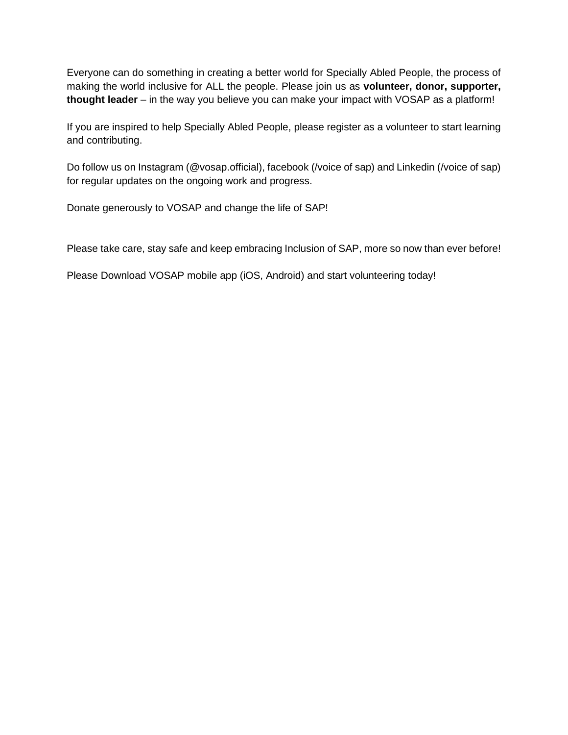Everyone can do something in creating a better world for Specially Abled People, the process of making the world inclusive for ALL the people. Please join us as **volunteer, donor, supporter, thought leader** – in the way you believe you can make your impact with VOSAP as a platform!

If you are inspired to help Specially Abled People, please register as a volunteer to start learning and contributing.

Do follow us on Instagram (@vosap.official), facebook (/voice of sap) and Linkedin (/voice of sap) for regular updates on the ongoing work and progress.

Donate generously to VOSAP and change the life of SAP!

Please take care, stay safe and keep embracing Inclusion of SAP, more so now than ever before!

Please Download VOSAP mobile app (iOS, Android) and start volunteering today!